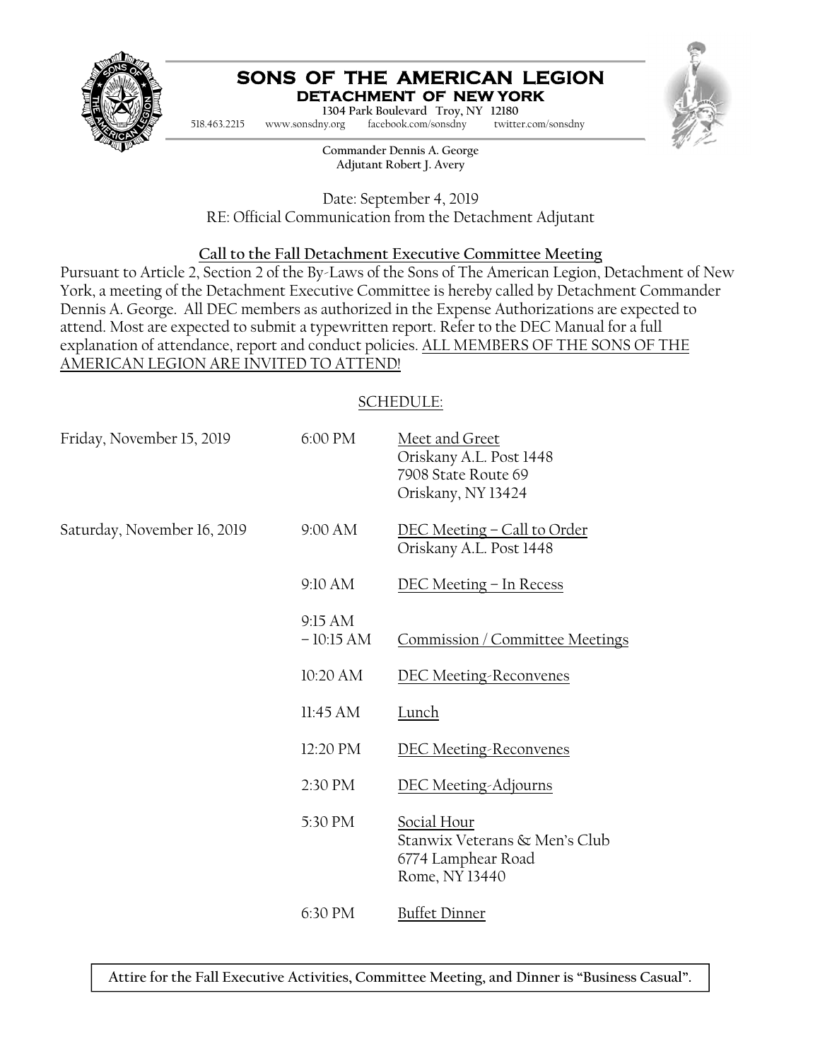# SONS OF THE AMERICAN LEGION

## DETACHMENT OF NEW YORK

**1304 Park Boulevard Troy, NY 12180**

518.463.2215 www.sonsdny.org facebook.com/sonsdny twitter.com/sonsdny

**Commander Dennis A. George**
**Adjutant Robert J. Avery**

Date: September 4, 2019
RE: Official Communication from the Detachment Adjutant

### Call to the Fall Detachment Executive Committee Meeting

Pursuant to Article 2, Section 2 of the By-Laws of the Sons of The American Legion, Detachment of New York, a meeting of the Detachment Executive Committee is hereby called by Detachment Commander Dennis A. George. All DEC members as authorized in the Expense Authorizations are expected to attend. Most are expected to submit a typewritten report. Refer to the DEC Manual for a full explanation of attendance, report and conduct policies. ALL MEMBERS OF THE SONS OF THE AMERICAN LEGION ARE INVITED TO ATTEND!

SCHEDULE:

| Date | Time | Event |
|---|---|---|
| Friday, November 15, 2019 | 6:00 PM | Meet and Greet<br>Oriskany A.L. Post 1448<br>7908 State Route 69<br>Oriskany, NY 13424 |
| Saturday, November 16, 2019 | 9:00 AM | DEC Meeting – Call to Order<br>Oriskany A.L. Post 1448 |
| | 9:10 AM | DEC Meeting – In Recess |
| | 9:15 AM – 10:15 AM | Commission / Committee Meetings |
| | 10:20 AM | DEC Meeting-Reconvenes |
| | 11:45 AM | Lunch |
| | 12:20 PM | DEC Meeting-Reconvenes |
| | 2:30 PM | DEC Meeting-Adjourns |
| | 5:30 PM | Social Hour<br>Stanwix Veterans & Men's Club<br>6774 Lamphear Road<br>Rome, NY 13440 |
| | 6:30 PM | Buffet Dinner |

**Attire for the Fall Executive Activities, Committee Meeting, and Dinner is "Business Casual".**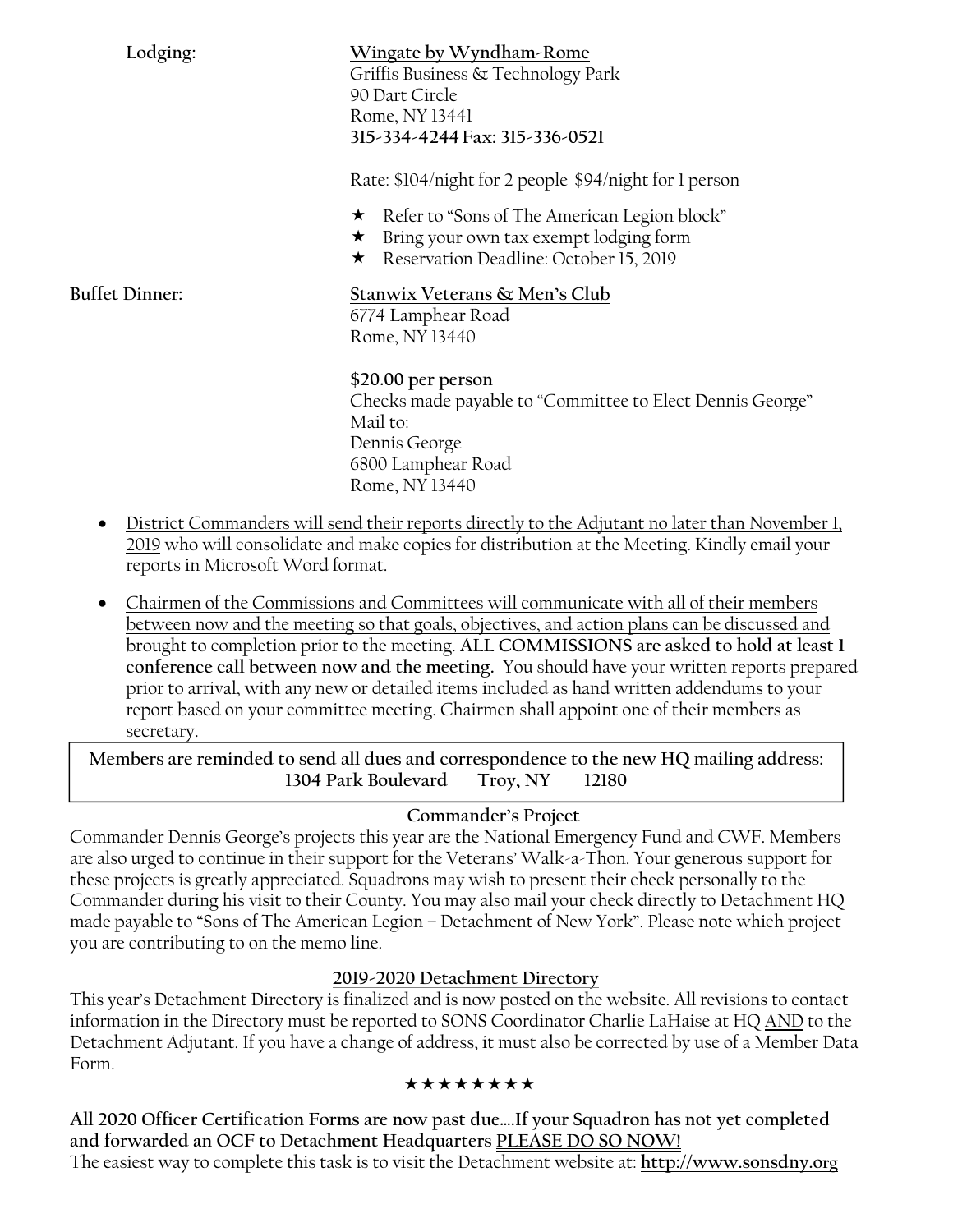**Lodging:** **<u>Wingate by Wyndham-Rome</u>**
Griffis Business & Technology Park
90 Dart Circle
Rome, NY 13441
**315-334-4244 Fax: 315-336-0521**

Rate: $104/night for 2 people $94/night for 1 person

- ★ Refer to "Sons of The American Legion block"
- ★ Bring your own tax exempt lodging form
- ★ Reservation Deadline: October 15, 2019

**Buffet Dinner:** **<u>Stanwix Veterans & Men's Club</u>**
6774 Lamphear Road
Rome, NY 13440

**$20.00 per person**
Checks made payable to "Committee to Elect Dennis George"
Mail to:
Dennis George
6800 Lamphear Road
Rome, NY 13440

- <u>District Commanders will send their reports directly to the Adjutant no later than November 1, 2019</u> who will consolidate and make copies for distribution at the Meeting. Kindly email your reports in Microsoft Word format.
- <u>Chairmen of the Commissions and Committees will communicate with all of their members between now and the meeting so that goals, objectives, and action plans can be discussed and brought to completion prior to the meeting.</u> **ALL COMMISSIONS are asked to hold at least 1 conference call between now and the meeting.** You should have your written reports prepared prior to arrival, with any new or detailed items included as hand written addendums to your report based on your committee meeting. Chairmen shall appoint one of their members as secretary.

**Members are reminded to send all dues and correspondence to the new HQ mailing address:**
**1304 Park Boulevard Troy, NY 12180**

## <u>Commander's Project</u>

Commander Dennis George's projects this year are the National Emergency Fund and CWF. Members are also urged to continue in their support for the Veterans' Walk-a-Thon. Your generous support for these projects is greatly appreciated. Squadrons may wish to present their check personally to the Commander during his visit to their County. You may also mail your check directly to Detachment HQ made payable to "Sons of The American Legion – Detachment of New York". Please note which project you are contributing to on the memo line.

## <u>2019-2020 Detachment Directory</u>

This year's Detachment Directory is finalized and is now posted on the website. All revisions to contact information in the Directory must be reported to SONS Coordinator Charlie LaHaise at HQ <u>AND</u> to the Detachment Adjutant. If you have a change of address, it must also be corrected by use of a Member Data Form.

★★★★★★★★

**<u>All 2020 Officer Certification Forms are now past due</u>....If your Squadron has not yet completed and forwarded an OCF to Detachment Headquarters <u>PLEASE DO SO NOW!</u>**
The easiest way to complete this task is to visit the Detachment website at: **<u>http://www.sonsdny.org</u>**